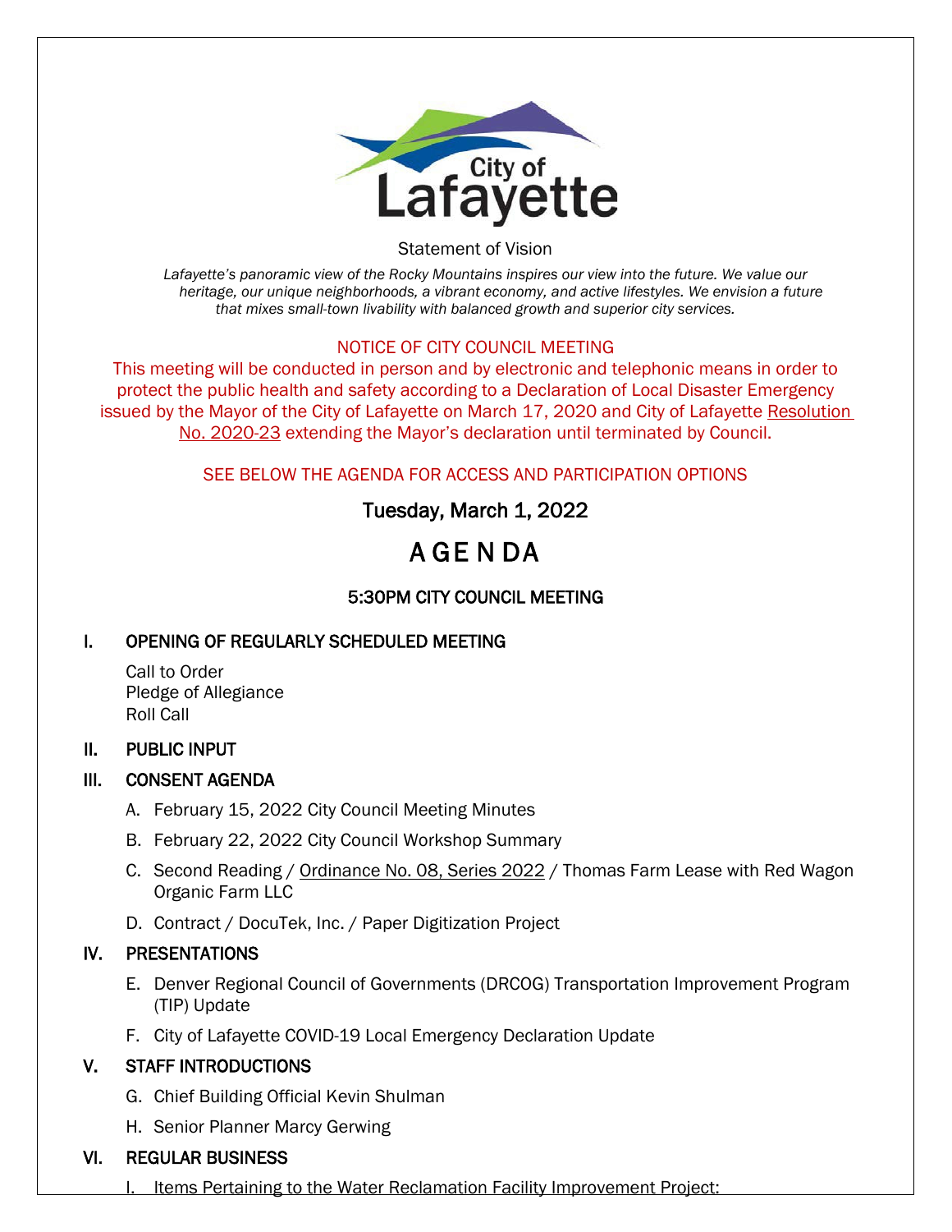City of Lafayette

Statement of Vision

*Lafayette's panoramic view of the Rocky Mountains inspires our view into the future. We value our heritage, our unique neighborhoods, a vibrant economy, and active lifestyles. We envision a future that mixes small-town livability with balanced growth and superior city services.*

NOTICE OF CITY COUNCIL MEETING

This meeting will be conducted in person and by electronic and telephonic means in order to protect the public health and safety according to a Declaration of Local Disaster Emergency issued by the Mayor of the City of Lafayette on March 17, 2020 and City of Lafayette Resolution No. 2020-23 extending the Mayor's declaration until terminated by Council.

SEE BELOW THE AGENDA FOR ACCESS AND PARTICIPATION OPTIONS

## Tuesday, March 1, 2022

# A G E N DA

## 5:30PM CITY COUNCIL MEETING

### I. OPENING OF REGULARLY SCHEDULED MEETING

Call to Order
Pledge of Allegiance
Roll Call

### II. PUBLIC INPUT

### III. CONSENT AGENDA

A. February 15, 2022 City Council Meeting Minutes

B. February 22, 2022 City Council Workshop Summary

C. Second Reading / Ordinance No. 08, Series 2022 / Thomas Farm Lease with Red Wagon Organic Farm LLC

D. Contract / DocuTek, Inc. / Paper Digitization Project

### IV. PRESENTATIONS

E. Denver Regional Council of Governments (DRCOG) Transportation Improvement Program (TIP) Update

F. City of Lafayette COVID-19 Local Emergency Declaration Update

### V. STAFF INTRODUCTIONS

G. Chief Building Official Kevin Shulman

H. Senior Planner Marcy Gerwing

### VI. REGULAR BUSINESS

I. Items Pertaining to the Water Reclamation Facility Improvement Project: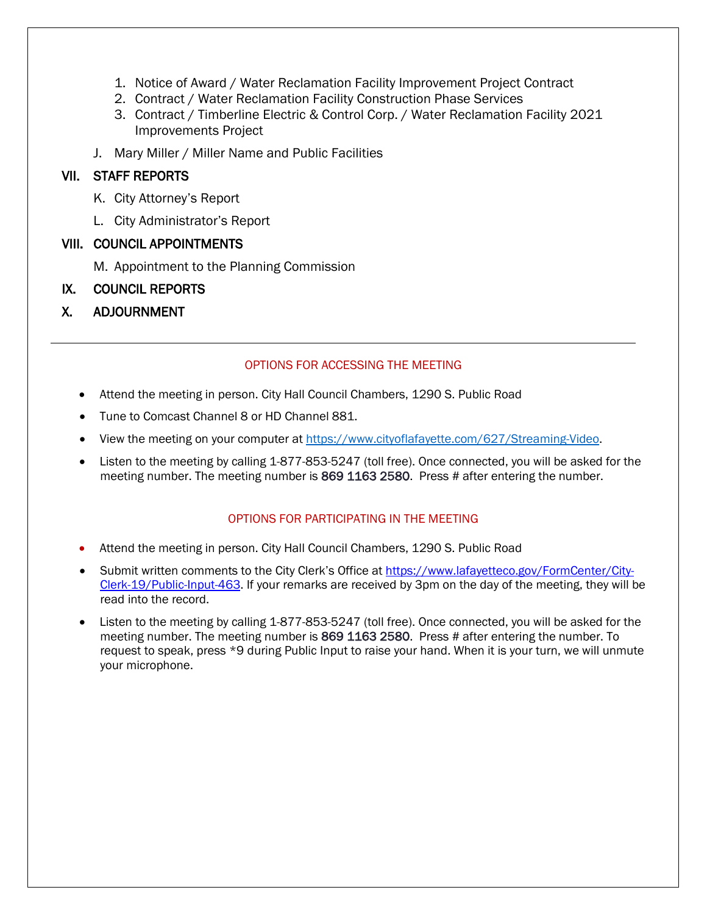1. Notice of Award / Water Reclamation Facility Improvement Project Contract
2. Contract / Water Reclamation Facility Construction Phase Services
3. Contract / Timberline Electric & Control Corp. / Water Reclamation Facility 2021 Improvements Project

J. Mary Miller / Miller Name and Public Facilities

## VII. STAFF REPORTS

K. City Attorney's Report

L. City Administrator's Report

## VIII. COUNCIL APPOINTMENTS

M. Appointment to the Planning Commission

## IX. COUNCIL REPORTS

## X. ADJOURNMENT

---

### OPTIONS FOR ACCESSING THE MEETING

- Attend the meeting in person. City Hall Council Chambers, 1290 S. Public Road
- Tune to Comcast Channel 8 or HD Channel 881.
- View the meeting on your computer at https://www.cityoflafayette.com/627/Streaming-Video.
- Listen to the meeting by calling 1-877-853-5247 (toll free). Once connected, you will be asked for the meeting number. The meeting number is **869 1163 2580**. Press # after entering the number.

### OPTIONS FOR PARTICIPATING IN THE MEETING

- Attend the meeting in person. City Hall Council Chambers, 1290 S. Public Road
- Submit written comments to the City Clerk's Office at https://www.lafayetteco.gov/FormCenter/City-Clerk-19/Public-Input-463. If your remarks are received by 3pm on the day of the meeting, they will be read into the record.
- Listen to the meeting by calling 1-877-853-5247 (toll free). Once connected, you will be asked for the meeting number. The meeting number is **869 1163 2580**. Press # after entering the number. To request to speak, press *9 during Public Input to raise your hand. When it is your turn, we will unmute your microphone.